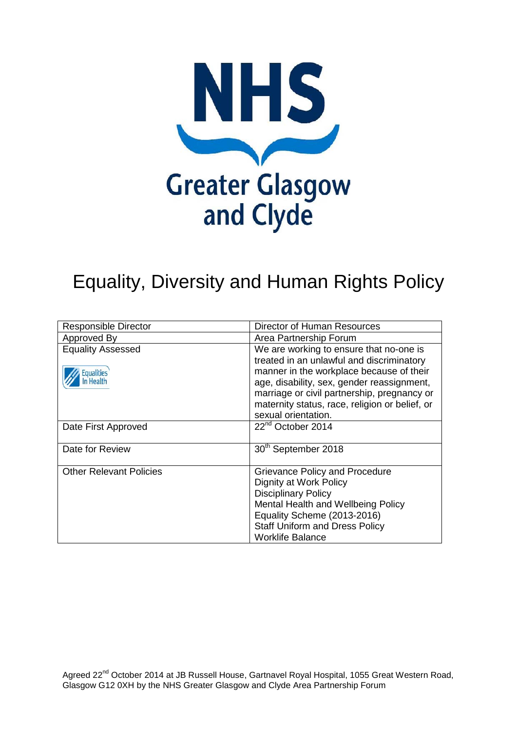NHS Greater Glasgow and Clyde

# Equality, Diversity and Human Rights Policy

| Responsible Director | Director of Human Resources |
|---|---|
| Approved By | Area Partnership Forum |
| Equality Assessed<br>Equalities In Health | We are working to ensure that no-one is treated in an unlawful and discriminatory manner in the workplace because of their age, disability, sex, gender reassignment, marriage or civil partnership, pregnancy or maternity status, race, religion or belief, or sexual orientation. |
| Date First Approved | 22nd October 2014 |
| Date for Review | 30th September 2018 |
| Other Relevant Policies | Grievance Policy and Procedure<br>Dignity at Work Policy<br>Disciplinary Policy<br>Mental Health and Wellbeing Policy<br>Equality Scheme (2013-2016)<br>Staff Uniform and Dress Policy<br>Worklife Balance |

Agreed 22nd October 2014 at JB Russell House, Gartnavel Royal Hospital, 1055 Great Western Road, Glasgow G12 0XH by the NHS Greater Glasgow and Clyde Area Partnership Forum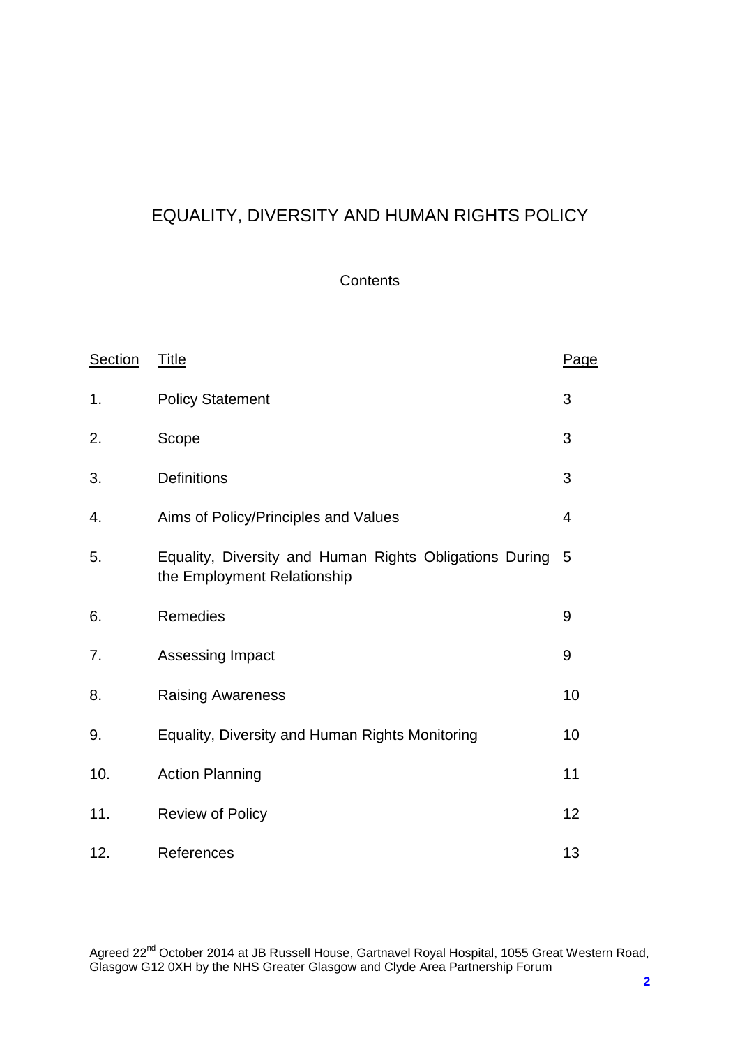# EQUALITY, DIVERSITY AND HUMAN RIGHTS POLICY

## Contents

| Section | Title | Page |
|---|---|---|
| 1. | Policy Statement | 3 |
| 2. | Scope | 3 |
| 3. | Definitions | 3 |
| 4. | Aims of Policy/Principles and Values | 4 |
| 5. | Equality, Diversity and Human Rights Obligations During the Employment Relationship | 5 |
| 6. | Remedies | 9 |
| 7. | Assessing Impact | 9 |
| 8. | Raising Awareness | 10 |
| 9. | Equality, Diversity and Human Rights Monitoring | 10 |
| 10. | Action Planning | 11 |
| 11. | Review of Policy | 12 |
| 12. | References | 13 |

Agreed 22nd October 2014 at JB Russell House, Gartnavel Royal Hospital, 1055 Great Western Road, Glasgow G12 0XH by the NHS Greater Glasgow and Clyde Area Partnership Forum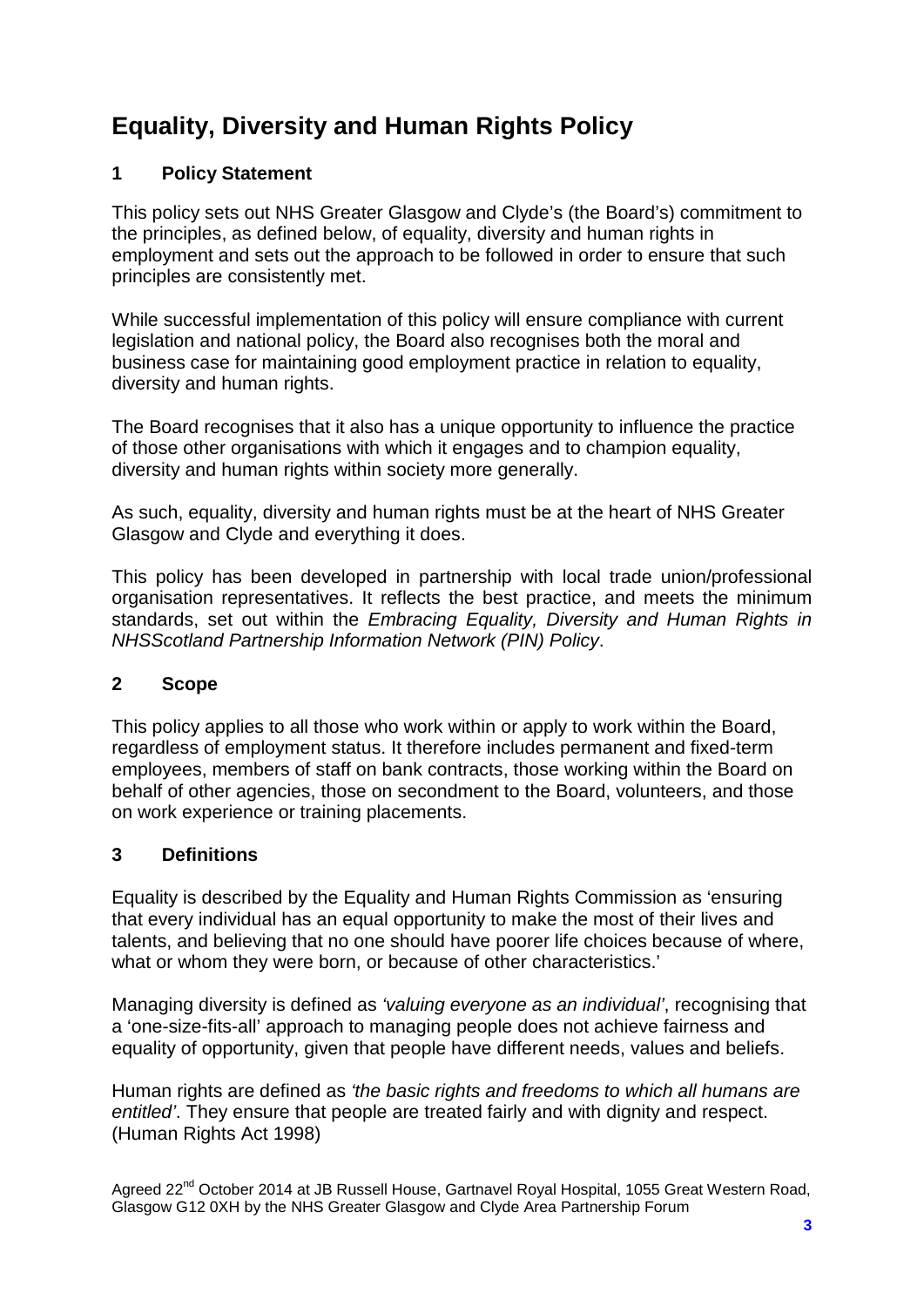# Equality, Diversity and Human Rights Policy

## 1 Policy Statement

This policy sets out NHS Greater Glasgow and Clyde's (the Board's) commitment to the principles, as defined below, of equality, diversity and human rights in employment and sets out the approach to be followed in order to ensure that such principles are consistently met.

While successful implementation of this policy will ensure compliance with current legislation and national policy, the Board also recognises both the moral and business case for maintaining good employment practice in relation to equality, diversity and human rights.

The Board recognises that it also has a unique opportunity to influence the practice of those other organisations with which it engages and to champion equality, diversity and human rights within society more generally.

As such, equality, diversity and human rights must be at the heart of NHS Greater Glasgow and Clyde and everything it does.

This policy has been developed in partnership with local trade union/professional organisation representatives. It reflects the best practice, and meets the minimum standards, set out within the *Embracing Equality, Diversity and Human Rights in NHSScotland Partnership Information Network (PIN) Policy*.

## 2 Scope

This policy applies to all those who work within or apply to work within the Board, regardless of employment status. It therefore includes permanent and fixed-term employees, members of staff on bank contracts, those working within the Board on behalf of other agencies, those on secondment to the Board, volunteers, and those on work experience or training placements.

## 3 Definitions

Equality is described by the Equality and Human Rights Commission as 'ensuring that every individual has an equal opportunity to make the most of their lives and talents, and believing that no one should have poorer life choices because of where, what or whom they were born, or because of other characteristics.'

Managing diversity is defined as *'valuing everyone as an individual'*, recognising that a 'one-size-fits-all' approach to managing people does not achieve fairness and equality of opportunity, given that people have different needs, values and beliefs.

Human rights are defined as *'the basic rights and freedoms to which all humans are entitled'*. They ensure that people are treated fairly and with dignity and respect. (Human Rights Act 1998)

Agreed 22nd October 2014 at JB Russell House, Gartnavel Royal Hospital, 1055 Great Western Road, Glasgow G12 0XH by the NHS Greater Glasgow and Clyde Area Partnership Forum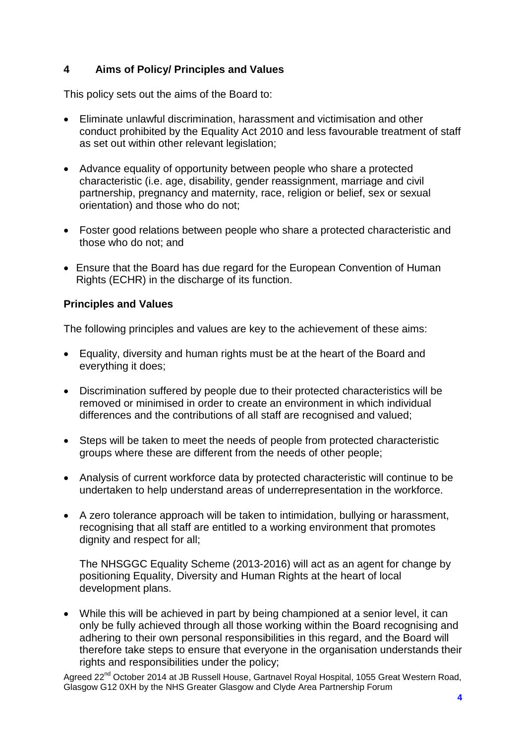## 4 Aims of Policy/ Principles and Values

This policy sets out the aims of the Board to:

- Eliminate unlawful discrimination, harassment and victimisation and other conduct prohibited by the Equality Act 2010 and less favourable treatment of staff as set out within other relevant legislation;
- Advance equality of opportunity between people who share a protected characteristic (i.e. age, disability, gender reassignment, marriage and civil partnership, pregnancy and maternity, race, religion or belief, sex or sexual orientation) and those who do not;
- Foster good relations between people who share a protected characteristic and those who do not; and
- Ensure that the Board has due regard for the European Convention of Human Rights (ECHR) in the discharge of its function.

### Principles and Values

The following principles and values are key to the achievement of these aims:

- Equality, diversity and human rights must be at the heart of the Board and everything it does;
- Discrimination suffered by people due to their protected characteristics will be removed or minimised in order to create an environment in which individual differences and the contributions of all staff are recognised and valued;
- Steps will be taken to meet the needs of people from protected characteristic groups where these are different from the needs of other people;
- Analysis of current workforce data by protected characteristic will continue to be undertaken to help understand areas of underrepresentation in the workforce.
- A zero tolerance approach will be taken to intimidation, bullying or harassment, recognising that all staff are entitled to a working environment that promotes dignity and respect for all;

  The NHSGGC Equality Scheme (2013-2016) will act as an agent for change by positioning Equality, Diversity and Human Rights at the heart of local development plans.

- While this will be achieved in part by being championed at a senior level, it can only be fully achieved through all those working within the Board recognising and adhering to their own personal responsibilities in this regard, and the Board will therefore take steps to ensure that everyone in the organisation understands their rights and responsibilities under the policy;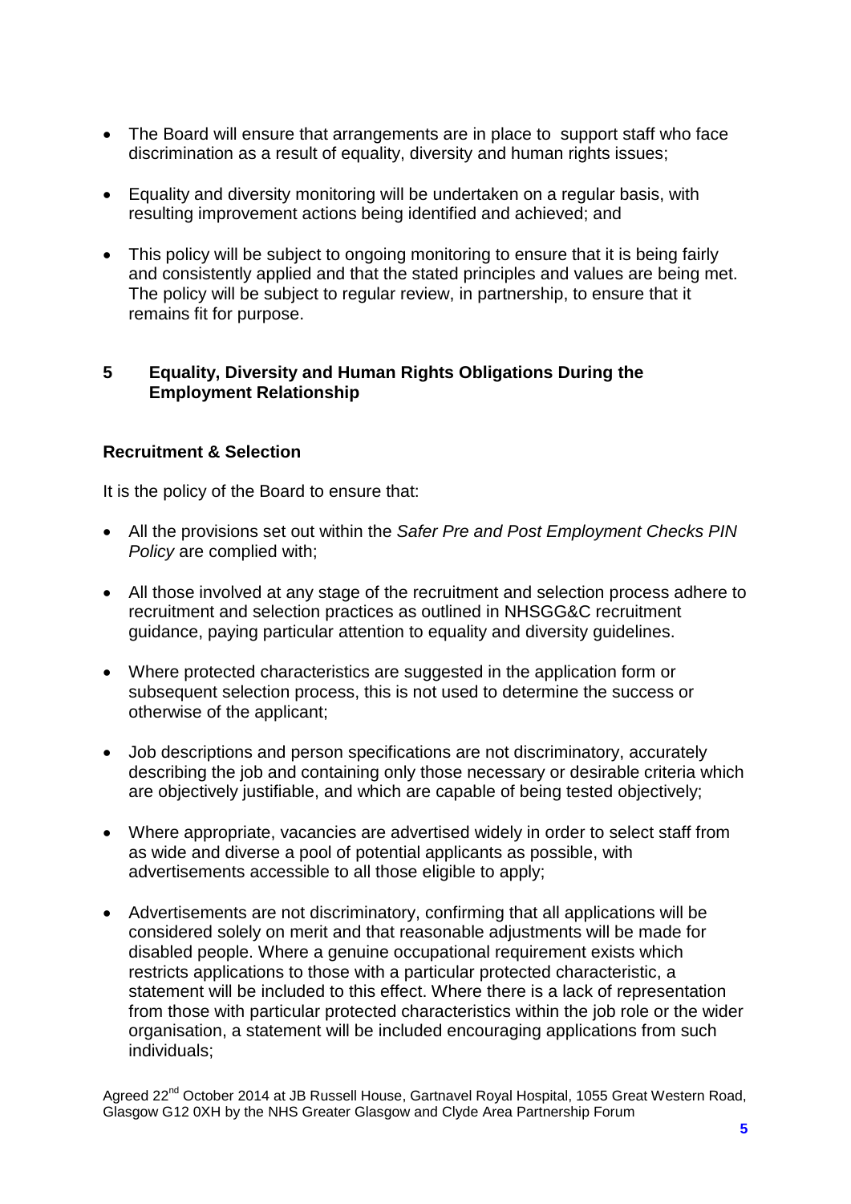- The Board will ensure that arrangements are in place to support staff who face discrimination as a result of equality, diversity and human rights issues;
- Equality and diversity monitoring will be undertaken on a regular basis, with resulting improvement actions being identified and achieved; and
- This policy will be subject to ongoing monitoring to ensure that it is being fairly and consistently applied and that the stated principles and values are being met. The policy will be subject to regular review, in partnership, to ensure that it remains fit for purpose.

## 5 Equality, Diversity and Human Rights Obligations During the Employment Relationship

### Recruitment & Selection

It is the policy of the Board to ensure that:

- All the provisions set out within the *Safer Pre and Post Employment Checks PIN Policy* are complied with;
- All those involved at any stage of the recruitment and selection process adhere to recruitment and selection practices as outlined in NHSGG&C recruitment guidance, paying particular attention to equality and diversity guidelines.
- Where protected characteristics are suggested in the application form or subsequent selection process, this is not used to determine the success or otherwise of the applicant;
- Job descriptions and person specifications are not discriminatory, accurately describing the job and containing only those necessary or desirable criteria which are objectively justifiable, and which are capable of being tested objectively;
- Where appropriate, vacancies are advertised widely in order to select staff from as wide and diverse a pool of potential applicants as possible, with advertisements accessible to all those eligible to apply;
- Advertisements are not discriminatory, confirming that all applications will be considered solely on merit and that reasonable adjustments will be made for disabled people. Where a genuine occupational requirement exists which restricts applications to those with a particular protected characteristic, a statement will be included to this effect. Where there is a lack of representation from those with particular protected characteristics within the job role or the wider organisation, a statement will be included encouraging applications from such individuals;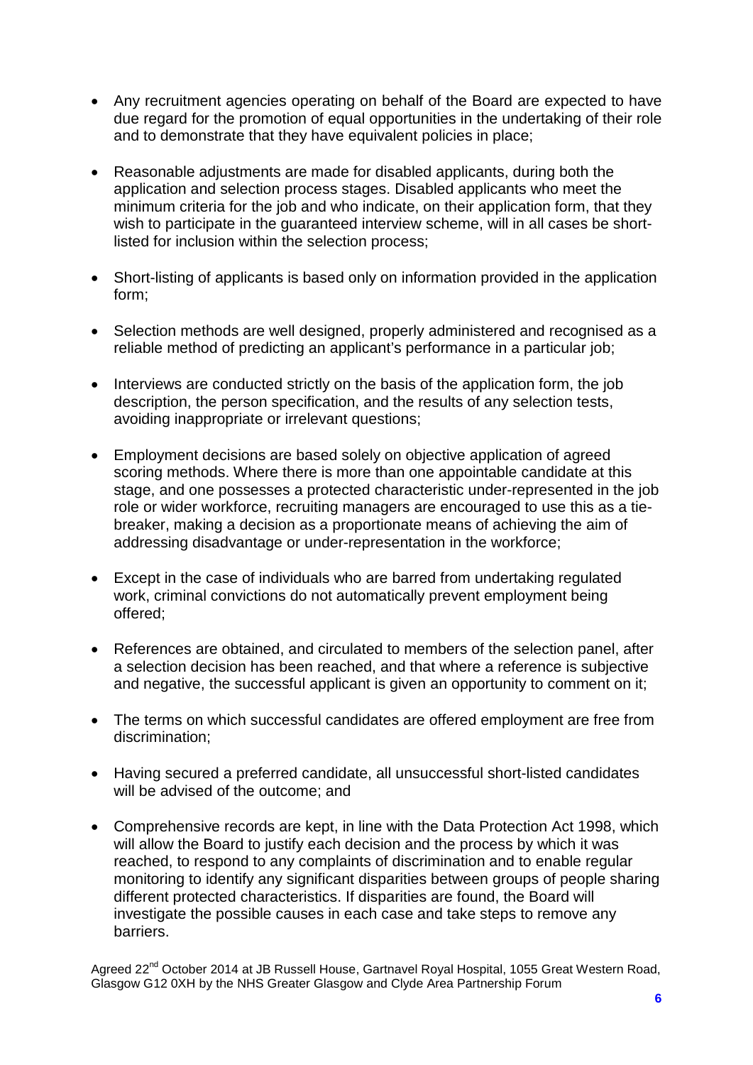- Any recruitment agencies operating on behalf of the Board are expected to have due regard for the promotion of equal opportunities in the undertaking of their role and to demonstrate that they have equivalent policies in place;

- Reasonable adjustments are made for disabled applicants, during both the application and selection process stages. Disabled applicants who meet the minimum criteria for the job and who indicate, on their application form, that they wish to participate in the guaranteed interview scheme, will in all cases be short-listed for inclusion within the selection process;

- Short-listing of applicants is based only on information provided in the application form;

- Selection methods are well designed, properly administered and recognised as a reliable method of predicting an applicant's performance in a particular job;

- Interviews are conducted strictly on the basis of the application form, the job description, the person specification, and the results of any selection tests, avoiding inappropriate or irrelevant questions;

- Employment decisions are based solely on objective application of agreed scoring methods. Where there is more than one appointable candidate at this stage, and one possesses a protected characteristic under-represented in the job role or wider workforce, recruiting managers are encouraged to use this as a tie-breaker, making a decision as a proportionate means of achieving the aim of addressing disadvantage or under-representation in the workforce;

- Except in the case of individuals who are barred from undertaking regulated work, criminal convictions do not automatically prevent employment being offered;

- References are obtained, and circulated to members of the selection panel, after a selection decision has been reached, and that where a reference is subjective and negative, the successful applicant is given an opportunity to comment on it;

- The terms on which successful candidates are offered employment are free from discrimination;

- Having secured a preferred candidate, all unsuccessful short-listed candidates will be advised of the outcome; and

- Comprehensive records are kept, in line with the Data Protection Act 1998, which will allow the Board to justify each decision and the process by which it was reached, to respond to any complaints of discrimination and to enable regular monitoring to identify any significant disparities between groups of people sharing different protected characteristics. If disparities are found, the Board will investigate the possible causes in each case and take steps to remove any barriers.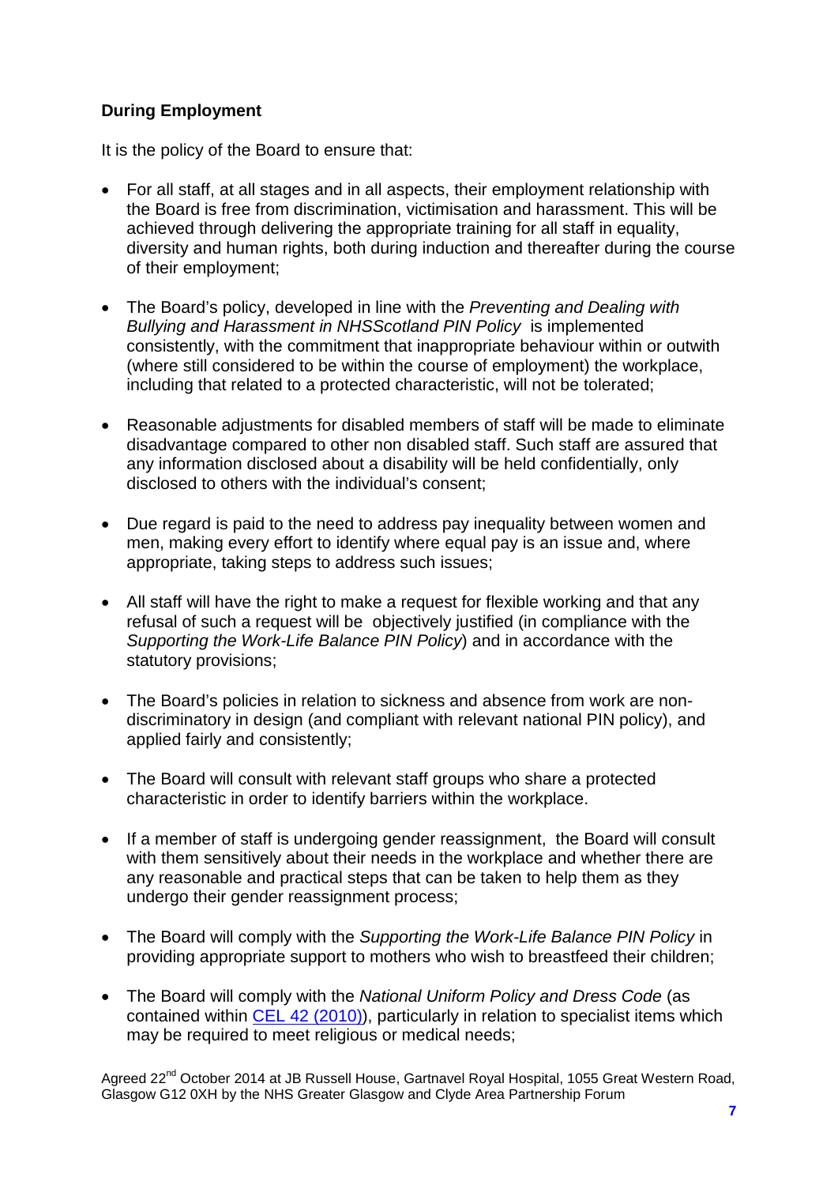**During Employment**

It is the policy of the Board to ensure that:

- For all staff, at all stages and in all aspects, their employment relationship with the Board is free from discrimination, victimisation and harassment. This will be achieved through delivering the appropriate training for all staff in equality, diversity and human rights, both during induction and thereafter during the course of their employment;

- The Board's policy, developed in line with the *Preventing and Dealing with Bullying and Harassment in NHSScotland PIN Policy* is implemented consistently, with the commitment that inappropriate behaviour within or outwith (where still considered to be within the course of employment) the workplace, including that related to a protected characteristic, will not be tolerated;

- Reasonable adjustments for disabled members of staff will be made to eliminate disadvantage compared to other non disabled staff. Such staff are assured that any information disclosed about a disability will be held confidentially, only disclosed to others with the individual's consent;

- Due regard is paid to the need to address pay inequality between women and men, making every effort to identify where equal pay is an issue and, where appropriate, taking steps to address such issues;

- All staff will have the right to make a request for flexible working and that any refusal of such a request will be objectively justified (in compliance with the *Supporting the Work-Life Balance PIN Policy*) and in accordance with the statutory provisions;

- The Board's policies in relation to sickness and absence from work are non-discriminatory in design (and compliant with relevant national PIN policy), and applied fairly and consistently;

- The Board will consult with relevant staff groups who share a protected characteristic in order to identify barriers within the workplace.

- If a member of staff is undergoing gender reassignment, the Board will consult with them sensitively about their needs in the workplace and whether there are any reasonable and practical steps that can be taken to help them as they undergo their gender reassignment process;

- The Board will comply with the *Supporting the Work-Life Balance PIN Policy* in providing appropriate support to mothers who wish to breastfeed their children;

- The Board will comply with the *National Uniform Policy and Dress Code* (as contained within CEL 42 (2010)), particularly in relation to specialist items which may be required to meet religious or medical needs;

Agreed 22nd October 2014 at JB Russell House, Gartnavel Royal Hospital, 1055 Great Western Road, Glasgow G12 0XH by the NHS Greater Glasgow and Clyde Area Partnership Forum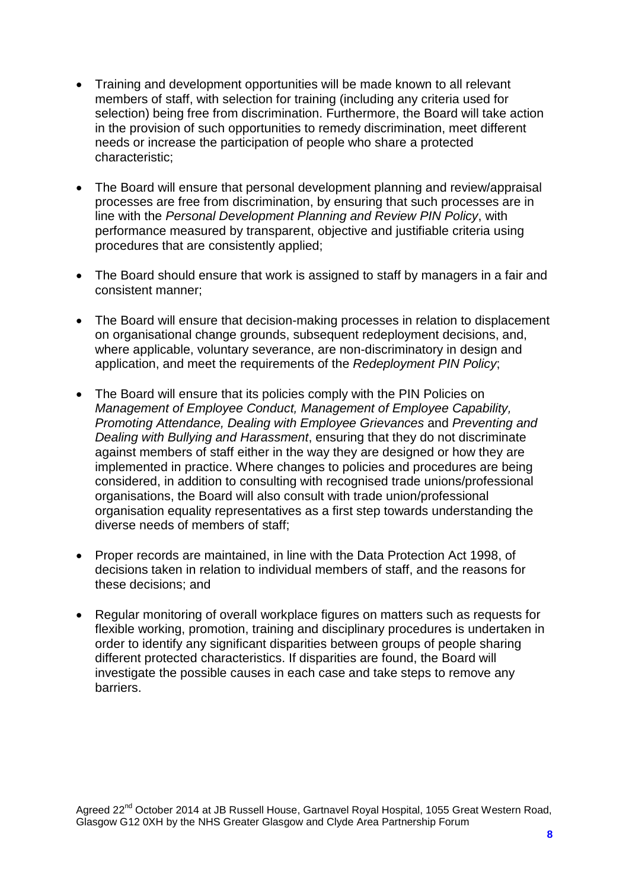- Training and development opportunities will be made known to all relevant members of staff, with selection for training (including any criteria used for selection) being free from discrimination. Furthermore, the Board will take action in the provision of such opportunities to remedy discrimination, meet different needs or increase the participation of people who share a protected characteristic;

- The Board will ensure that personal development planning and review/appraisal processes are free from discrimination, by ensuring that such processes are in line with the *Personal Development Planning and Review PIN Policy*, with performance measured by transparent, objective and justifiable criteria using procedures that are consistently applied;

- The Board should ensure that work is assigned to staff by managers in a fair and consistent manner;

- The Board will ensure that decision-making processes in relation to displacement on organisational change grounds, subsequent redeployment decisions, and, where applicable, voluntary severance, are non-discriminatory in design and application, and meet the requirements of the *Redeployment PIN Policy*;

- The Board will ensure that its policies comply with the PIN Policies on *Management of Employee Conduct, Management of Employee Capability, Promoting Attendance, Dealing with Employee Grievances* and *Preventing and Dealing with Bullying and Harassment*, ensuring that they do not discriminate against members of staff either in the way they are designed or how they are implemented in practice. Where changes to policies and procedures are being considered, in addition to consulting with recognised trade unions/professional organisations, the Board will also consult with trade union/professional organisation equality representatives as a first step towards understanding the diverse needs of members of staff;

- Proper records are maintained, in line with the Data Protection Act 1998, of decisions taken in relation to individual members of staff, and the reasons for these decisions; and

- Regular monitoring of overall workplace figures on matters such as requests for flexible working, promotion, training and disciplinary procedures is undertaken in order to identify any significant disparities between groups of people sharing different protected characteristics. If disparities are found, the Board will investigate the possible causes in each case and take steps to remove any barriers.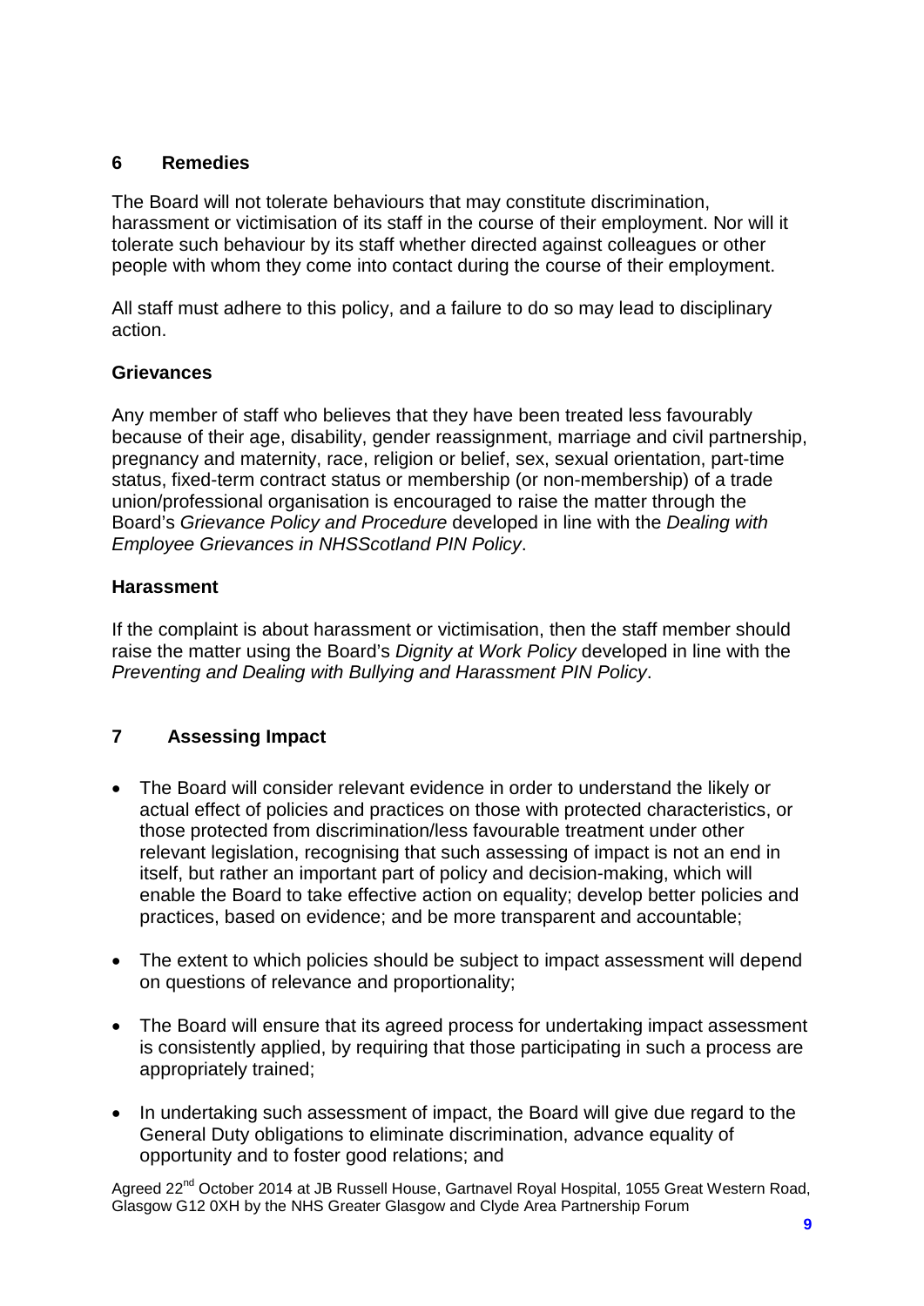## 6 Remedies

The Board will not tolerate behaviours that may constitute discrimination, harassment or victimisation of its staff in the course of their employment. Nor will it tolerate such behaviour by its staff whether directed against colleagues or other people with whom they come into contact during the course of their employment.

All staff must adhere to this policy, and a failure to do so may lead to disciplinary action.

### Grievances

Any member of staff who believes that they have been treated less favourably because of their age, disability, gender reassignment, marriage and civil partnership, pregnancy and maternity, race, religion or belief, sex, sexual orientation, part-time status, fixed-term contract status or membership (or non-membership) of a trade union/professional organisation is encouraged to raise the matter through the Board's *Grievance Policy and Procedure* developed in line with the *Dealing with Employee Grievances in NHSScotland PIN Policy*.

### Harassment

If the complaint is about harassment or victimisation, then the staff member should raise the matter using the Board's *Dignity at Work Policy* developed in line with the *Preventing and Dealing with Bullying and Harassment PIN Policy*.

## 7 Assessing Impact

- The Board will consider relevant evidence in order to understand the likely or actual effect of policies and practices on those with protected characteristics, or those protected from discrimination/less favourable treatment under other relevant legislation, recognising that such assessing of impact is not an end in itself, but rather an important part of policy and decision-making, which will enable the Board to take effective action on equality; develop better policies and practices, based on evidence; and be more transparent and accountable;
- The extent to which policies should be subject to impact assessment will depend on questions of relevance and proportionality;
- The Board will ensure that its agreed process for undertaking impact assessment is consistently applied, by requiring that those participating in such a process are appropriately trained;
- In undertaking such assessment of impact, the Board will give due regard to the General Duty obligations to eliminate discrimination, advance equality of opportunity and to foster good relations; and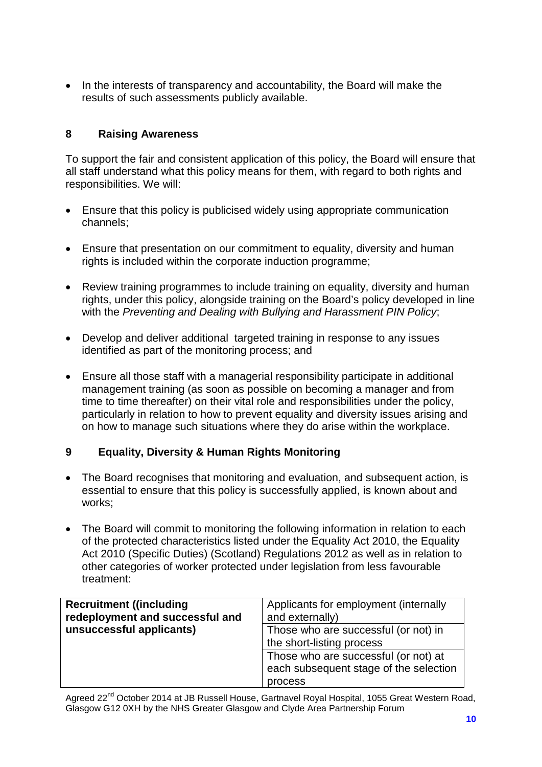- In the interests of transparency and accountability, the Board will make the results of such assessments publicly available.

## 8 Raising Awareness

To support the fair and consistent application of this policy, the Board will ensure that all staff understand what this policy means for them, with regard to both rights and responsibilities. We will:

- Ensure that this policy is publicised widely using appropriate communication channels;

- Ensure that presentation on our commitment to equality, diversity and human rights is included within the corporate induction programme;

- Review training programmes to include training on equality, diversity and human rights, under this policy, alongside training on the Board's policy developed in line with the *Preventing and Dealing with Bullying and Harassment PIN Policy*;

- Develop and deliver additional targeted training in response to any issues identified as part of the monitoring process; and

- Ensure all those staff with a managerial responsibility participate in additional management training (as soon as possible on becoming a manager and from time to time thereafter) on their vital role and responsibilities under the policy, particularly in relation to how to prevent equality and diversity issues arising and on how to manage such situations where they do arise within the workplace.

## 9 Equality, Diversity & Human Rights Monitoring

- The Board recognises that monitoring and evaluation, and subsequent action, is essential to ensure that this policy is successfully applied, is known about and works;

- The Board will commit to monitoring the following information in relation to each of the protected characteristics listed under the Equality Act 2010, the Equality Act 2010 (Specific Duties) (Scotland) Regulations 2012 as well as in relation to other categories of worker protected under legislation from less favourable treatment:

| **Recruitment ((including redeployment and successful and unsuccessful applicants)** | Applicants for employment (internally and externally) |
|---|---|
| | Those who are successful (or not) in the short-listing process |
| | Those who are successful (or not) at each subsequent stage of the selection process |

Agreed 22nd October 2014 at JB Russell House, Gartnavel Royal Hospital, 1055 Great Western Road, Glasgow G12 0XH by the NHS Greater Glasgow and Clyde Area Partnership Forum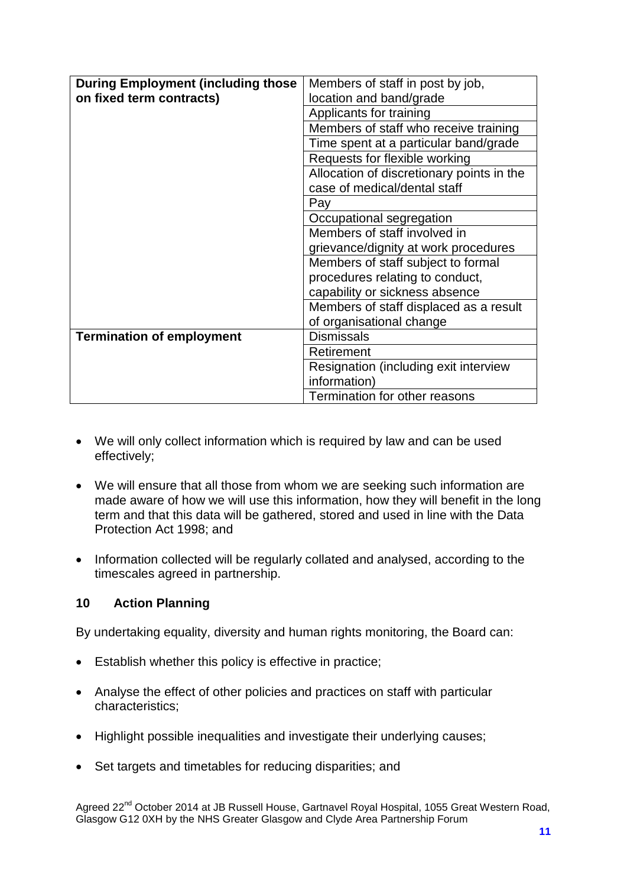| | |
|---|---|
| **During Employment (including those on fixed term contracts)** | Members of staff in post by job, location and band/grade |
| | Applicants for training |
| | Members of staff who receive training |
| | Time spent at a particular band/grade |
| | Requests for flexible working |
| | Allocation of discretionary points in the case of medical/dental staff |
| | Pay |
| | Occupational segregation |
| | Members of staff involved in grievance/dignity at work procedures |
| | Members of staff subject to formal procedures relating to conduct, capability or sickness absence |
| | Members of staff displaced as a result of organisational change |
| **Termination of employment** | Dismissals |
| | Retirement |
| | Resignation (including exit interview information) |
| | Termination for other reasons |

- We will only collect information which is required by law and can be used effectively;
- We will ensure that all those from whom we are seeking such information are made aware of how we will use this information, how they will benefit in the long term and that this data will be gathered, stored and used in line with the Data Protection Act 1998; and
- Information collected will be regularly collated and analysed, according to the timescales agreed in partnership.

## 10 Action Planning

By undertaking equality, diversity and human rights monitoring, the Board can:

- Establish whether this policy is effective in practice;
- Analyse the effect of other policies and practices on staff with particular characteristics;
- Highlight possible inequalities and investigate their underlying causes;
- Set targets and timetables for reducing disparities; and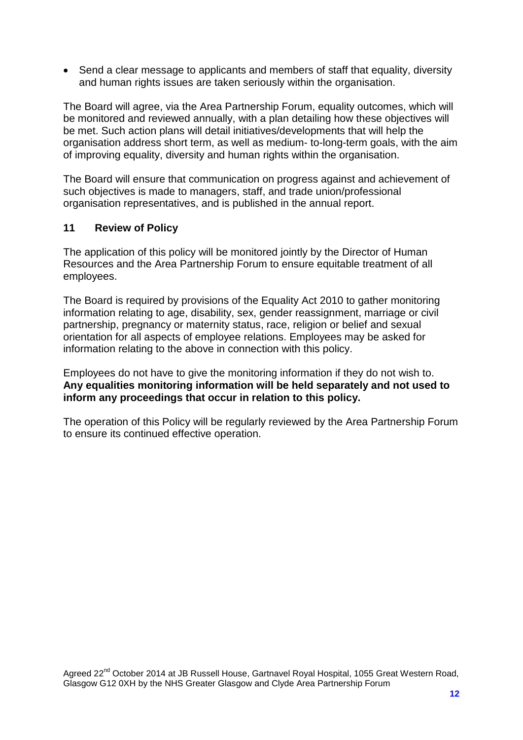- Send a clear message to applicants and members of staff that equality, diversity and human rights issues are taken seriously within the organisation.

The Board will agree, via the Area Partnership Forum, equality outcomes, which will be monitored and reviewed annually, with a plan detailing how these objectives will be met. Such action plans will detail initiatives/developments that will help the organisation address short term, as well as medium- to-long-term goals, with the aim of improving equality, diversity and human rights within the organisation.

The Board will ensure that communication on progress against and achievement of such objectives is made to managers, staff, and trade union/professional organisation representatives, and is published in the annual report.

## 11 Review of Policy

The application of this policy will be monitored jointly by the Director of Human Resources and the Area Partnership Forum to ensure equitable treatment of all employees.

The Board is required by provisions of the Equality Act 2010 to gather monitoring information relating to age, disability, sex, gender reassignment, marriage or civil partnership, pregnancy or maternity status, race, religion or belief and sexual orientation for all aspects of employee relations. Employees may be asked for information relating to the above in connection with this policy.

Employees do not have to give the monitoring information if they do not wish to. **Any equalities monitoring information will be held separately and not used to inform any proceedings that occur in relation to this policy.**

The operation of this Policy will be regularly reviewed by the Area Partnership Forum to ensure its continued effective operation.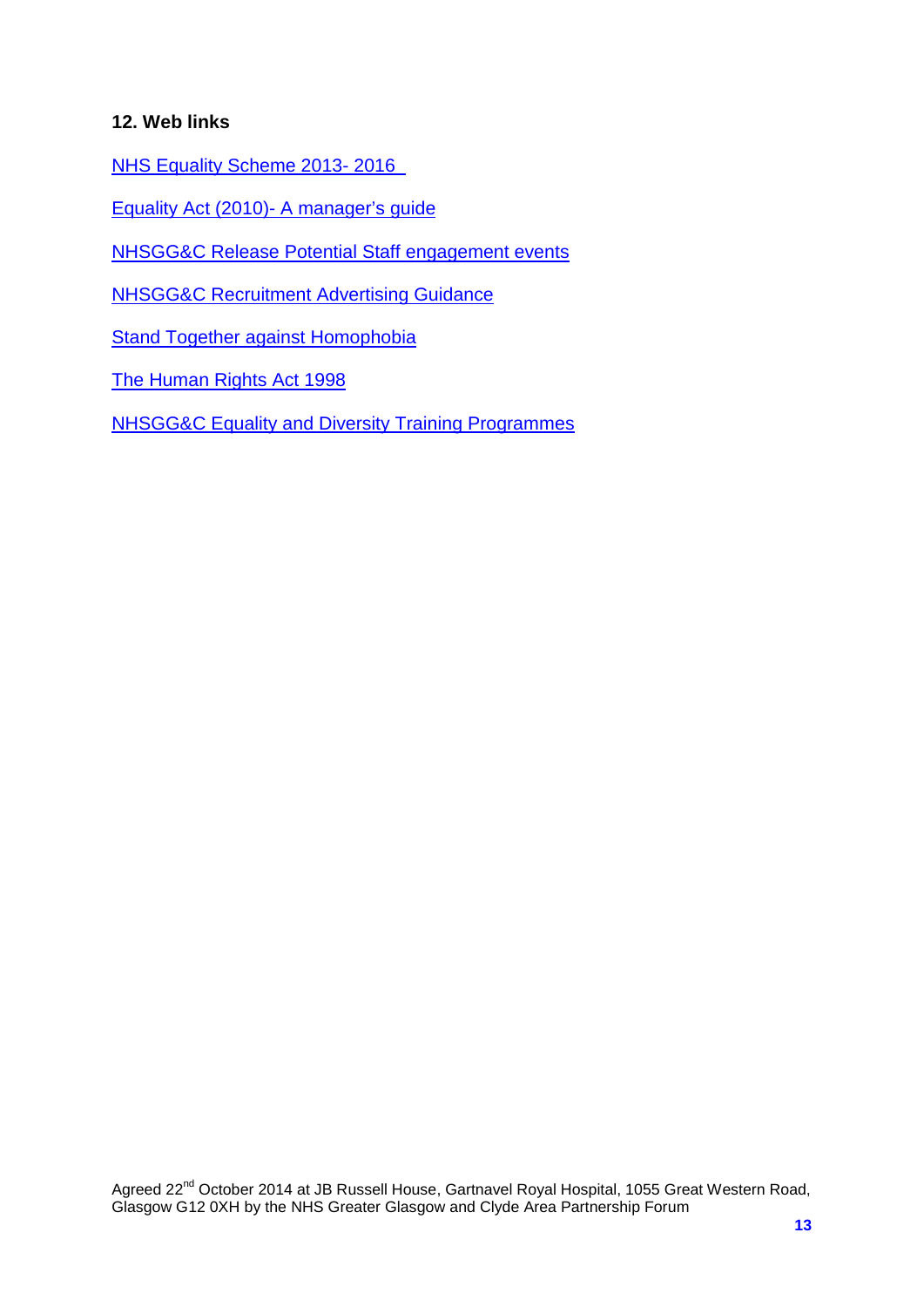## 12. Web links

NHS Equality Scheme 2013- 2016

Equality Act (2010)- A manager's guide

NHSGG&C Release Potential Staff engagement events

NHSGG&C Recruitment Advertising Guidance

Stand Together against Homophobia

The Human Rights Act 1998

NHSGG&C Equality and Diversity Training Programmes

Agreed 22nd October 2014 at JB Russell House, Gartnavel Royal Hospital, 1055 Great Western Road, Glasgow G12 0XH by the NHS Greater Glasgow and Clyde Area Partnership Forum